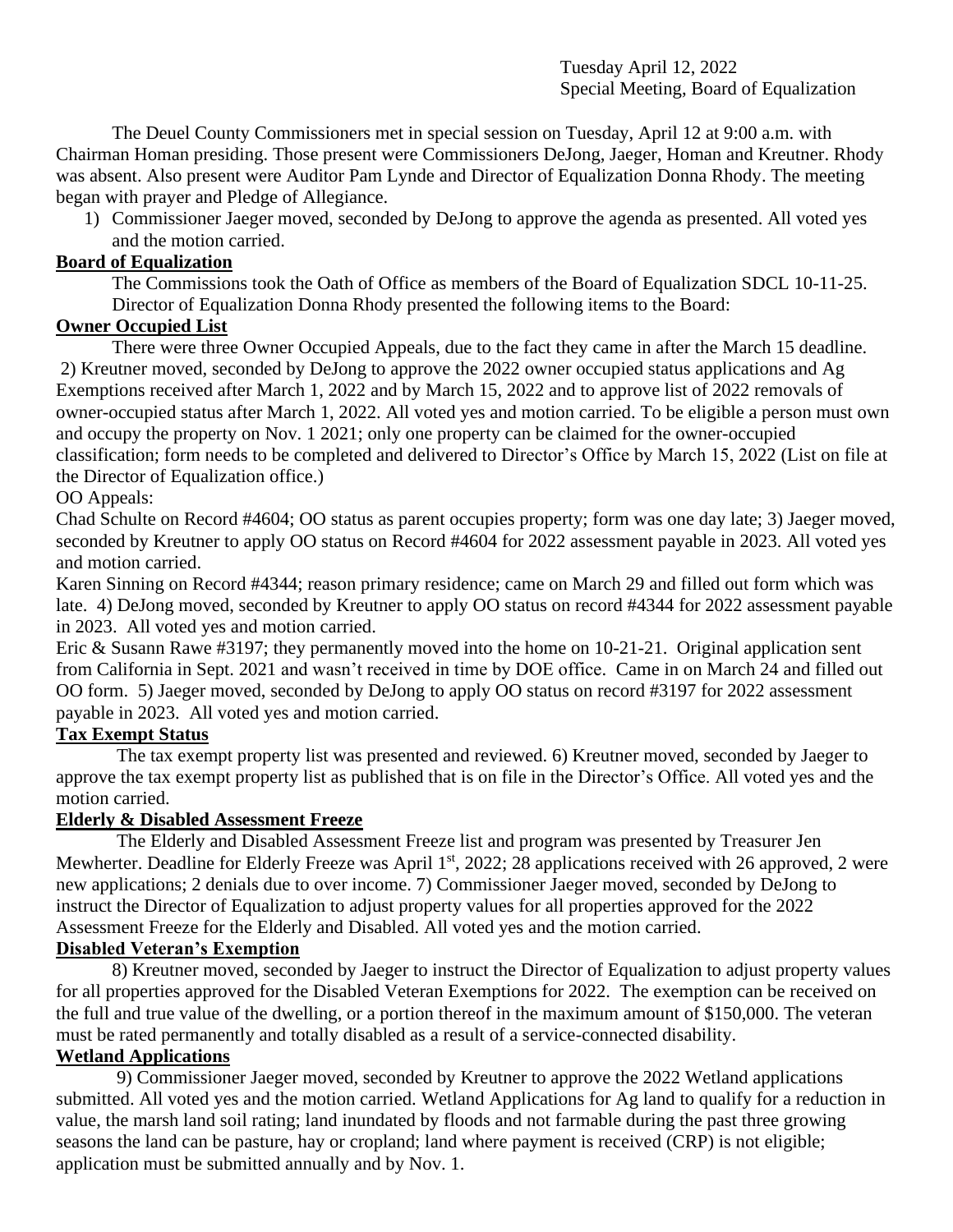Tuesday April 12, 2022
Special Meeting, Board of Equalization

The Deuel County Commissioners met in special session on Tuesday, April 12 at 9:00 a.m. with Chairman Homan presiding. Those present were Commissioners DeJong, Jaeger, Homan and Kreutner. Rhody was absent. Also present were Auditor Pam Lynde and Director of Equalization Donna Rhody. The meeting began with prayer and Pledge of Allegiance.

1) Commissioner Jaeger moved, seconded by DeJong to approve the agenda as presented. All voted yes and the motion carried.

**Board of Equalization**

The Commissions took the Oath of Office as members of the Board of Equalization SDCL 10-11-25. Director of Equalization Donna Rhody presented the following items to the Board:

**Owner Occupied List**

There were three Owner Occupied Appeals, due to the fact they came in after the March 15 deadline.
2) Kreutner moved, seconded by DeJong to approve the 2022 owner occupied status applications and Ag Exemptions received after March 1, 2022 and by March 15, 2022 and to approve list of 2022 removals of owner-occupied status after March 1, 2022. All voted yes and motion carried. To be eligible a person must own and occupy the property on Nov. 1 2021; only one property can be claimed for the owner-occupied classification; form needs to be completed and delivered to Director's Office by March 15, 2022 (List on file at the Director of Equalization office.)

OO Appeals:

Chad Schulte on Record #4604; OO status as parent occupies property; form was one day late; 3) Jaeger moved, seconded by Kreutner to apply OO status on Record #4604 for 2022 assessment payable in 2023. All voted yes and motion carried.

Karen Sinning on Record #4344; reason primary residence; came on March 29 and filled out form which was late. 4) DeJong moved, seconded by Kreutner to apply OO status on record #4344 for 2022 assessment payable in 2023. All voted yes and motion carried.

Eric & Susann Rawe #3197; they permanently moved into the home on 10-21-21. Original application sent from California in Sept. 2021 and wasn't received in time by DOE office. Came in on March 24 and filled out OO form. 5) Jaeger moved, seconded by DeJong to apply OO status on record #3197 for 2022 assessment payable in 2023. All voted yes and motion carried.

**Tax Exempt Status**

The tax exempt property list was presented and reviewed. 6) Kreutner moved, seconded by Jaeger to approve the tax exempt property list as published that is on file in the Director's Office. All voted yes and the motion carried.

**Elderly & Disabled Assessment Freeze**

The Elderly and Disabled Assessment Freeze list and program was presented by Treasurer Jen Mewherter. Deadline for Elderly Freeze was April 1st, 2022; 28 applications received with 26 approved, 2 were new applications; 2 denials due to over income. 7) Commissioner Jaeger moved, seconded by DeJong to instruct the Director of Equalization to adjust property values for all properties approved for the 2022 Assessment Freeze for the Elderly and Disabled. All voted yes and the motion carried.

**Disabled Veteran's Exemption**

8) Kreutner moved, seconded by Jaeger to instruct the Director of Equalization to adjust property values for all properties approved for the Disabled Veteran Exemptions for 2022. The exemption can be received on the full and true value of the dwelling, or a portion thereof in the maximum amount of $150,000. The veteran must be rated permanently and totally disabled as a result of a service-connected disability.

**Wetland Applications**

9) Commissioner Jaeger moved, seconded by Kreutner to approve the 2022 Wetland applications submitted. All voted yes and the motion carried. Wetland Applications for Ag land to qualify for a reduction in value, the marsh land soil rating; land inundated by floods and not farmable during the past three growing seasons the land can be pasture, hay or cropland; land where payment is received (CRP) is not eligible; application must be submitted annually and by Nov. 1.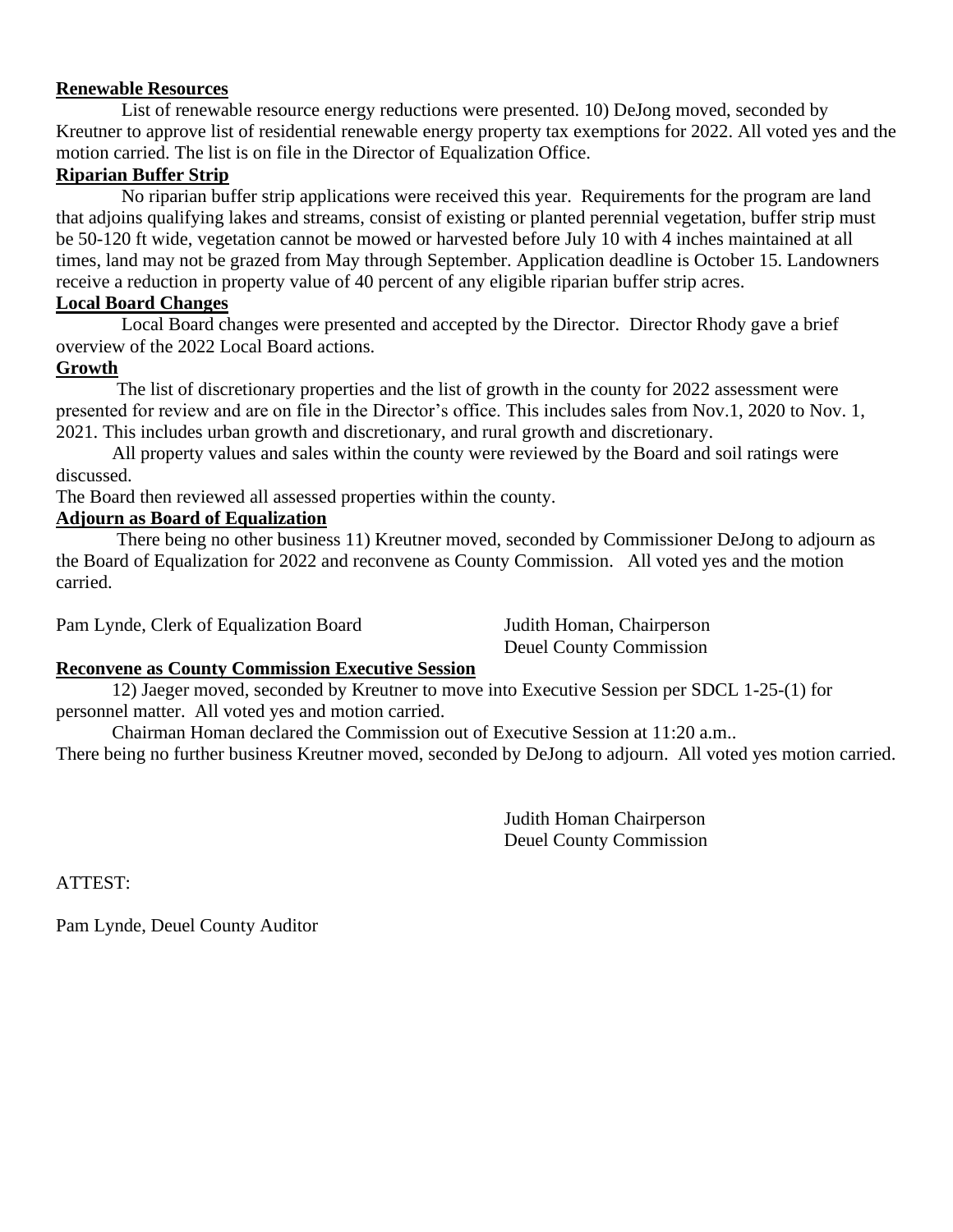**Renewable Resources**

List of renewable resource energy reductions were presented. 10) DeJong moved, seconded by Kreutner to approve list of residential renewable energy property tax exemptions for 2022. All voted yes and the motion carried. The list is on file in the Director of Equalization Office.

**Riparian Buffer Strip**

No riparian buffer strip applications were received this year. Requirements for the program are land that adjoins qualifying lakes and streams, consist of existing or planted perennial vegetation, buffer strip must be 50-120 ft wide, vegetation cannot be mowed or harvested before July 10 with 4 inches maintained at all times, land may not be grazed from May through September. Application deadline is October 15. Landowners receive a reduction in property value of 40 percent of any eligible riparian buffer strip acres.

**Local Board Changes**

Local Board changes were presented and accepted by the Director. Director Rhody gave a brief overview of the 2022 Local Board actions.

**Growth**

The list of discretionary properties and the list of growth in the county for 2022 assessment were presented for review and are on file in the Director's office. This includes sales from Nov.1, 2020 to Nov. 1, 2021. This includes urban growth and discretionary, and rural growth and discretionary.

All property values and sales within the county were reviewed by the Board and soil ratings were discussed.

The Board then reviewed all assessed properties within the county.

**Adjourn as Board of Equalization**

There being no other business 11) Kreutner moved, seconded by Commissioner DeJong to adjourn as the Board of Equalization for 2022 and reconvene as County Commission. All voted yes and the motion carried.

Pam Lynde, Clerk of Equalization Board

Judith Homan, Chairperson
Deuel County Commission

**Reconvene as County Commission Executive Session**

12) Jaeger moved, seconded by Kreutner to move into Executive Session per SDCL 1-25-(1) for personnel matter. All voted yes and motion carried.

Chairman Homan declared the Commission out of Executive Session at 11:20 a.m..

There being no further business Kreutner moved, seconded by DeJong to adjourn. All voted yes motion carried.

Judith Homan Chairperson
Deuel County Commission

ATTEST:

Pam Lynde, Deuel County Auditor